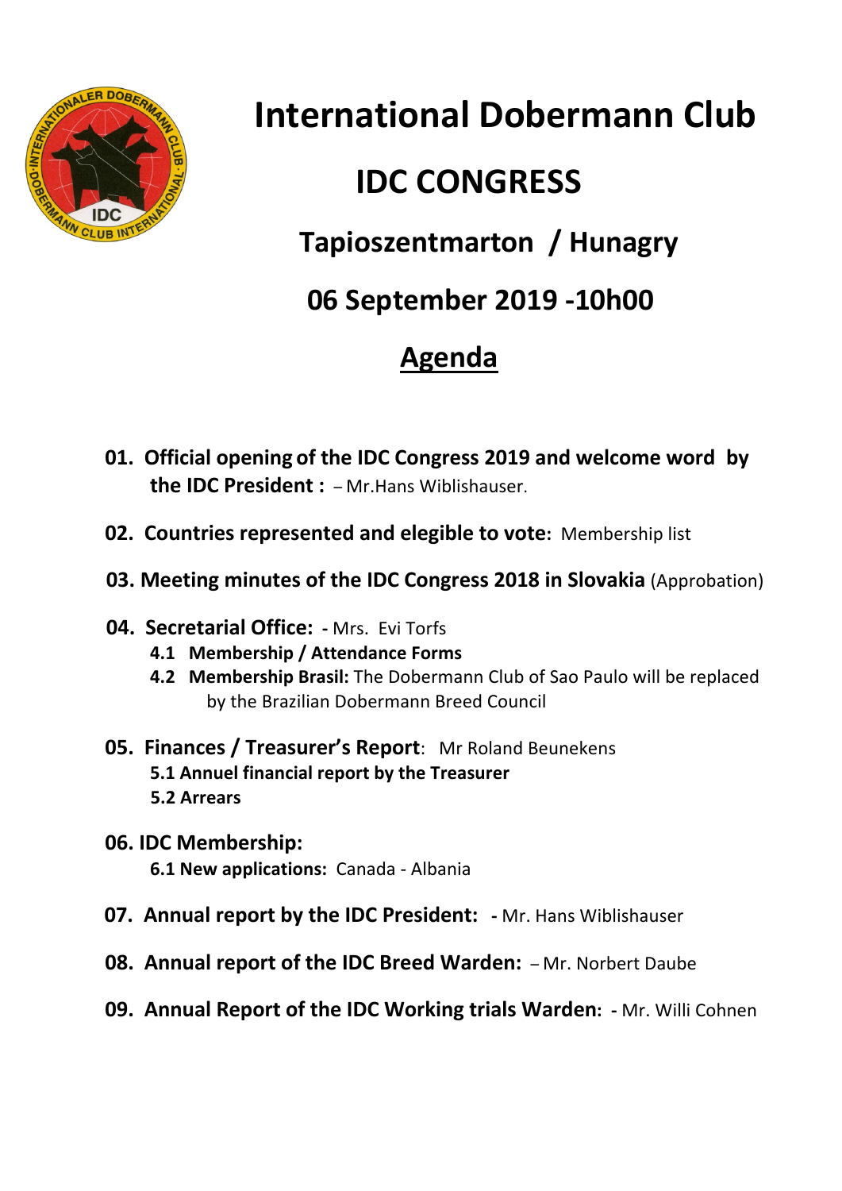# International Dobermann Club

## IDC CONGRESS

### Tapioszentmarton / Hunagry

### 06 September 2019 -10h00

### Agenda

**01. Official opening of the IDC Congress 2019 and welcome word by the IDC President :** – Mr.Hans Wiblishauser.

**02. Countries represented and elegible to vote:** Membership list

**03. Meeting minutes of the IDC Congress 2018 in Slovakia** (Approbation)

**04. Secretarial Office: -** Mrs. Evi Torfs

- **4.1 Membership / Attendance Forms**
- **4.2 Membership Brasil:** The Dobermann Club of Sao Paulo will be replaced by the Brazilian Dobermann Breed Council

**05. Finances / Treasurer's Report**: Mr Roland Beunekens

- **5.1 Annuel financial report by the Treasurer**
- **5.2 Arrears**

**06. IDC Membership:**

- **6.1 New applications:** Canada - Albania

**07. Annual report by the IDC President: -** Mr. Hans Wiblishauser

**08. Annual report of the IDC Breed Warden:** – Mr. Norbert Daube

**09. Annual Report of the IDC Working trials Warden: -** Mr. Willi Cohnen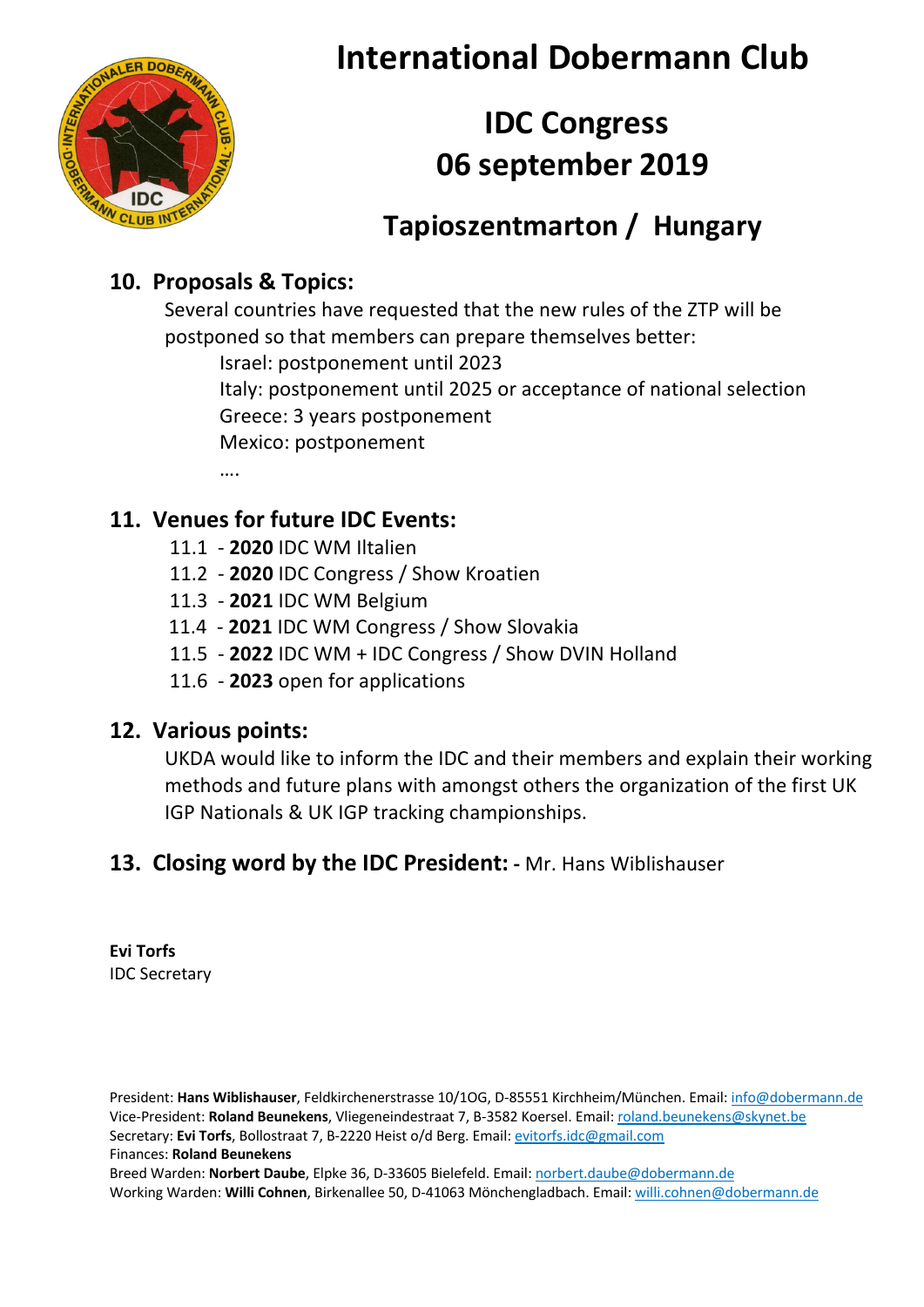# International Dobermann Club

## IDC Congress
## 06 september 2019

## Tapioszentmarton / Hungary

### 10. Proposals & Topics:

Several countries have requested that the new rules of the ZTP will be postponed so that members can prepare themselves better:

Israel: postponement until 2023
Italy: postponement until 2025 or acceptance of national selection
Greece: 3 years postponement
Mexico: postponement
….

### 11. Venues for future IDC Events:

11.1 - **2020** IDC WM Iltalien
11.2 - **2020** IDC Congress / Show Kroatien
11.3 - **2021** IDC WM Belgium
11.4 - **2021** IDC WM Congress / Show Slovakia
11.5 - **2022** IDC WM + IDC Congress / Show DVIN Holland
11.6 - **2023** open for applications

### 12. Various points:

UKDA would like to inform the IDC and their members and explain their working methods and future plans with amongst others the organization of the first UK IGP Nationals & UK IGP tracking championships.

### 13. Closing word by the IDC President: - Mr. Hans Wiblishauser

**Evi Torfs**
IDC Secretary

President: **Hans Wiblishauser**, Feldkirchenerstrasse 10/1OG, D-85551 Kirchheim/München. Email: info@dobermann.de
Vice-President: **Roland Beunekens**, Vliegeneindestraat 7, B-3582 Koersel. Email: roland.beunekens@skynet.be
Secretary: **Evi Torfs**, Bollostraat 7, B-2220 Heist o/d Berg. Email: evitorfs.idc@gmail.com
Finances: **Roland Beunekens**
Breed Warden: **Norbert Daube**, Elpke 36, D-33605 Bielefeld. Email: norbert.daube@dobermann.de
Working Warden: **Willi Cohnen**, Birkenallee 50, D-41063 Mönchengladbach. Email: willi.cohnen@dobermann.de